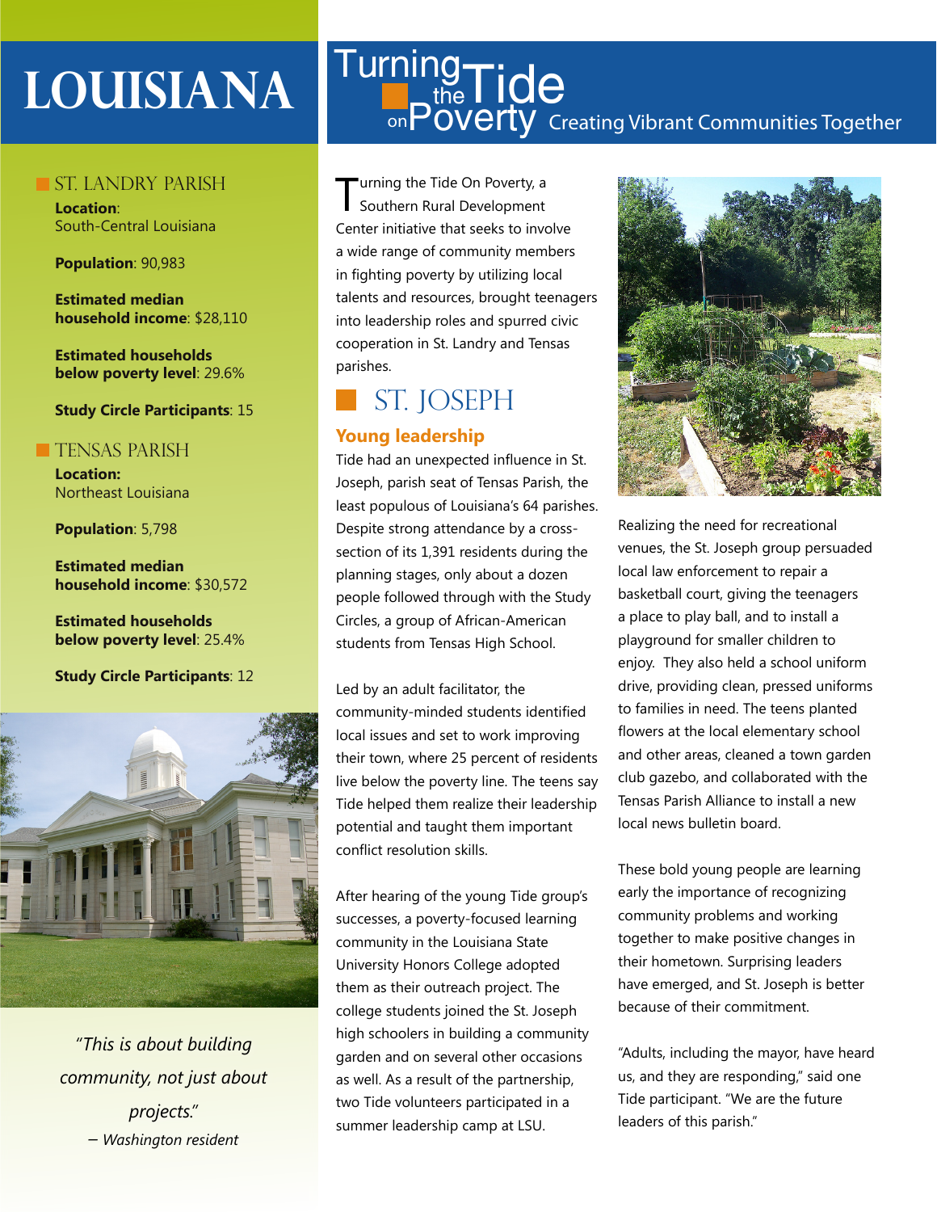# LOUISIANA

# Turning the Tide on Poverty

Creating Vibrant Communities Together

## ST. LANDRY PARISH

**Location**: South-Central Louisiana

**Population**: 90,983

**Estimated median household income**: $28,110

**Estimated households below poverty level**: 29.6%

**Study Circle Participants**: 15

## TENSAS PARISH

**Location:** Northeast Louisiana

**Population**: 5,798

**Estimated median household income**: $30,572

**Estimated households below poverty level**: 25.4%

**Study Circle Participants**: 12

*"This is about building community, not just about projects."*
*– Washington resident*

Turning the Tide On Poverty, a Southern Rural Development Center initiative that seeks to involve a wide range of community members in fighting poverty by utilizing local talents and resources, brought teenagers into leadership roles and spurred civic cooperation in St. Landry and Tensas parishes.

## ST. JOSEPH

### Young leadership

Tide had an unexpected influence in St. Joseph, parish seat of Tensas Parish, the least populous of Louisiana's 64 parishes. Despite strong attendance by a cross-section of its 1,391 residents during the planning stages, only about a dozen people followed through with the Study Circles, a group of African-American students from Tensas High School.

Led by an adult facilitator, the community-minded students identified local issues and set to work improving their town, where 25 percent of residents live below the poverty line. The teens say Tide helped them realize their leadership potential and taught them important conflict resolution skills.

After hearing of the young Tide group's successes, a poverty-focused learning community in the Louisiana State University Honors College adopted them as their outreach project. The college students joined the St. Joseph high schoolers in building a community garden and on several other occasions as well. As a result of the partnership, two Tide volunteers participated in a summer leadership camp at LSU.

Realizing the need for recreational venues, the St. Joseph group persuaded local law enforcement to repair a basketball court, giving the teenagers a place to play ball, and to install a playground for smaller children to enjoy. They also held a school uniform drive, providing clean, pressed uniforms to families in need. The teens planted flowers at the local elementary school and other areas, cleaned a town garden club gazebo, and collaborated with the Tensas Parish Alliance to install a new local news bulletin board.

These bold young people are learning early the importance of recognizing community problems and working together to make positive changes in their hometown. Surprising leaders have emerged, and St. Joseph is better because of their commitment.

"Adults, including the mayor, have heard us, and they are responding," said one Tide participant. "We are the future leaders of this parish."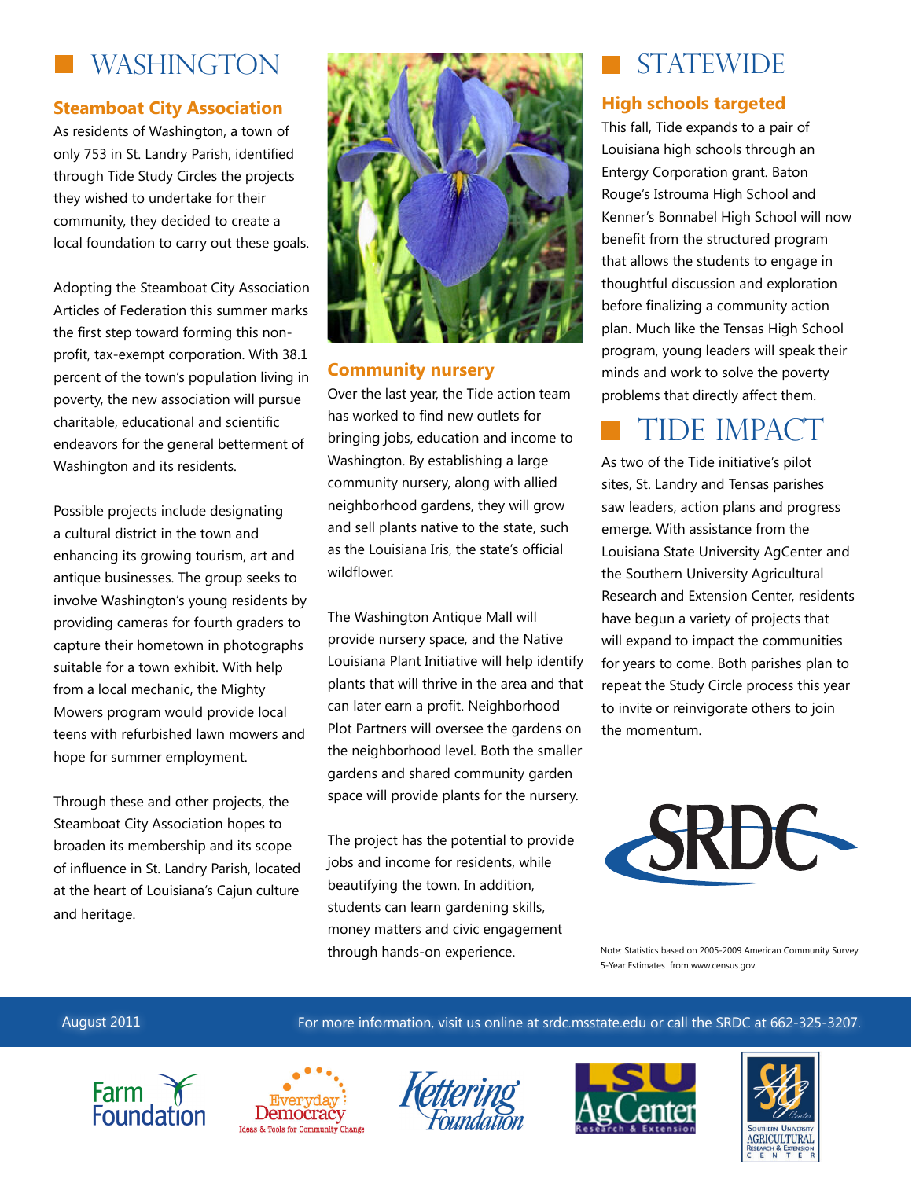## WASHINGTON

### Steamboat City Association

As residents of Washington, a town of only 753 in St. Landry Parish, identified through Tide Study Circles the projects they wished to undertake for their community, they decided to create a local foundation to carry out these goals.

Adopting the Steamboat City Association Articles of Federation this summer marks the first step toward forming this non-profit, tax-exempt corporation. With 38.1 percent of the town's population living in poverty, the new association will pursue charitable, educational and scientific endeavors for the general betterment of Washington and its residents.

Possible projects include designating a cultural district in the town and enhancing its growing tourism, art and antique businesses. The group seeks to involve Washington's young residents by providing cameras for fourth graders to capture their hometown in photographs suitable for a town exhibit. With help from a local mechanic, the Mighty Mowers program would provide local teens with refurbished lawn mowers and hope for summer employment.

Through these and other projects, the Steamboat City Association hopes to broaden its membership and its scope of influence in St. Landry Parish, located at the heart of Louisiana's Cajun culture and heritage.

### Community nursery

Over the last year, the Tide action team has worked to find new outlets for bringing jobs, education and income to Washington. By establishing a large community nursery, along with allied neighborhood gardens, they will grow and sell plants native to the state, such as the Louisiana Iris, the state's official wildflower.

The Washington Antique Mall will provide nursery space, and the Native Louisiana Plant Initiative will help identify plants that will thrive in the area and that can later earn a profit. Neighborhood Plot Partners will oversee the gardens on the neighborhood level. Both the smaller gardens and shared community garden space will provide plants for the nursery.

The project has the potential to provide jobs and income for residents, while beautifying the town. In addition, students can learn gardening skills, money matters and civic engagement through hands-on experience.

## STATEWIDE

### High schools targeted

This fall, Tide expands to a pair of Louisiana high schools through an Entergy Corporation grant. Baton Rouge's Istrouma High School and Kenner's Bonnabel High School will now benefit from the structured program that allows the students to engage in thoughtful discussion and exploration before finalizing a community action plan. Much like the Tensas High School program, young leaders will speak their minds and work to solve the poverty problems that directly affect them.

## TIDE IMPACT

As two of the Tide initiative's pilot sites, St. Landry and Tensas parishes saw leaders, action plans and progress emerge. With assistance from the Louisiana State University AgCenter and the Southern University Agricultural Research and Extension Center, residents have begun a variety of projects that will expand to impact the communities for years to come. Both parishes plan to repeat the Study Circle process this year to invite or reinvigorate others to join the momentum.

SRDC

Note: Statistics based on 2005-2009 American Community Survey 5-Year Estimates from www.census.gov.

August 2011

For more information, visit us online at srdc.msstate.edu or call the SRDC at 662-325-3207.

Farm Foundation | Everyday Democracy: Ideas & Tools for Community Change | Kettering Foundation | LSU AgCenter Research & Extension | Southern University Agricultural Research & Extension Center